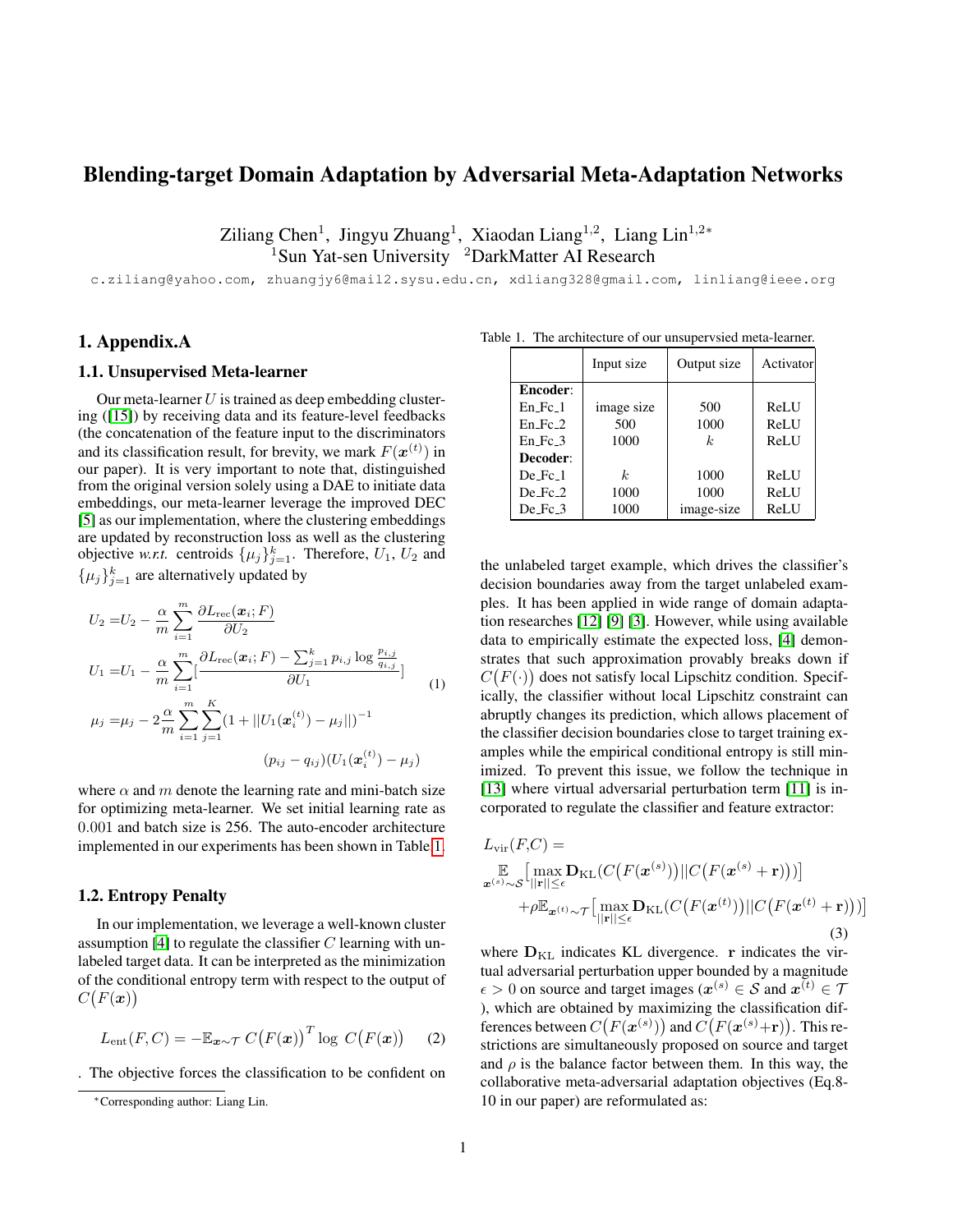# Blending-target Domain Adaptation by Adversarial Meta-Adaptation Networks

Ziliang Chen[1], Jingyu Zhuang[1], Xiaodan Liang[1,2], Liang Lin[1,2*]

[1]Sun Yat-sen University [2]DarkMatter AI Research

c.ziliang@yahoo.com, zhuangjy6@mail2.sysu.edu.cn, xdliang328@gmail.com, linliang@ieee.org

## 1. Appendix.A

### 1.1. Unsupervised Meta-learner

Our meta-learner $U$ is trained as deep embedding clustering ([15]) by receiving data and its feature-level feedbacks (the concatenation of the feature input to the discriminators and its classification result, for brevity, we mark $F(\boldsymbol{x}^{(t)})$ in our paper). It is very important to note that, distinguished from the original version solely using a DAE to initiate data embeddings, our meta-learner leverage the improved DEC [5] as our implementation, where the clustering embeddings are updated by reconstruction loss as well as the clustering objective *w.r.t.* centroids $\{\mu_j\}_{j=1}^k$. Therefore, $U_1$, $U_2$ and $\{\mu_j\}_{j=1}^k$ are alternatively updated by

$$
\begin{aligned}
U_2 =& U_2 - \frac{\alpha}{m}\sum_{i=1}^{m}\frac{\partial L_{\mathrm{rec}}(\boldsymbol{x}_i;F)}{\partial U_2} \\
U_1 =& U_1 - \frac{\alpha}{m}\sum_{i=1}^{m}\Big[\frac{\partial L_{\mathrm{rec}}(\boldsymbol{x}_i;F) - \sum_{j=1}^{k} p_{i,j}\log\frac{p_{i,j}}{q_{i,j}}}{\partial U_1}\Big] \\
\mu_j =& \mu_j - 2\frac{\alpha}{m}\sum_{i=1}^{m}\sum_{j=1}^{K}(1+||U_1(\boldsymbol{x}_i^{(t)})-\mu_j||)^{-1} \\
& (p_{ij}-q_{ij})(U_1(\boldsymbol{x}_i^{(t)})-\mu_j)
\end{aligned}
\tag{1}
$$

where $\alpha$ and $m$ denote the learning rate and mini-batch size for optimizing meta-learner. We set initial learning rate as $0.001$ and batch size is 256. The auto-encoder architecture implemented in our experiments has been shown in Table 1.

Table 1. The architecture of our unsupervsied meta-learner.

| | Input size | Output size | Activator |
|---|---|---|---|
| **Encoder**: | | | |
| En_Fc_1 | image size | 500 | ReLU |
| En_Fc_2 | 500 | 1000 | ReLU |
| En_Fc_3 | 1000 | $k$ | ReLU |
| **Decoder**: | | | |
| De_Fc_1 | $k$ | 1000 | ReLU |
| De_Fc_2 | 1000 | 1000 | ReLU |
| De_Fc_3 | 1000 | image-size | ReLU |

### 1.2. Entropy Penalty

In our implementation, we leverage a well-known cluster assumption [4] to regulate the classifier $C$ learning with unlabeled target data. It can be interpreted as the minimization of the conditional entropy term with respect to the output of $C\big(F(\boldsymbol{x})\big)$

$$
L_{\mathrm{ent}}(F,C) = -\mathbb{E}_{\boldsymbol{x}\sim\mathcal{T}}\ C\big(F(\boldsymbol{x})\big)^T\log\ C\big(F(\boldsymbol{x})\big) \tag{2}
$$

. The objective forces the classification to be confident on the unlabeled target example, which drives the classifier's decision boundaries away from the target unlabeled examples. It has been applied in wide range of domain adaptation researches [12] [9] [3]. However, while using available data to empirically estimate the expected loss, [4] demonstrates that such approximation provably breaks down if $C\big(F(\cdot)\big)$ does not satisfy local Lipschitz condition. Specifically, the classifier without local Lipschitz constraint can abruptly changes its prediction, which allows placement of the classifier decision boundaries close to target training examples while the empirical conditional entropy is still minimized. To prevent this issue, we follow the technique in [13] where virtual adversarial perturbation term [11] is incorporated to regulate the classifier and feature extractor:

$$
\begin{aligned}
L_{\mathrm{vir}}(F,C) =& \\
&\mathop{\mathbb{E}}_{\boldsymbol{x}^{(s)}\sim\mathcal{S}}\Big[\max_{||\mathbf{r}||\le\epsilon}\mathbf{D}_{\mathrm{KL}}(C\big(F(\boldsymbol{x}^{(s)})\big)||C\big(F(\boldsymbol{x}^{(s)}+\mathbf{r})\big))\Big] \\
&+\rho\mathbb{E}_{\boldsymbol{x}^{(t)}\sim\mathcal{T}}\Big[\max_{||\mathbf{r}||\le\epsilon}\mathbf{D}_{\mathrm{KL}}(C\big(F(\boldsymbol{x}^{(t)})\big)||C\big(F(\boldsymbol{x}^{(t)}+\mathbf{r})\big))\Big]
\end{aligned}
\tag{3}
$$

where $\mathbf{D}_{\mathrm{KL}}$ indicates KL divergence. $\mathbf{r}$ indicates the virtual adversarial perturbation upper bounded by a magnitude $\epsilon > 0$ on source and target images ($\boldsymbol{x}^{(s)}\in\mathcal{S}$ and $\boldsymbol{x}^{(t)}\in\mathcal{T}$ ), which are obtained by maximizing the classification differences between $C\big(F(\boldsymbol{x}^{(s)})\big)$ and $C\big(F(\boldsymbol{x}^{(s)}+\mathbf{r})\big)$. This restrictions are simultaneously proposed on source and target and $\rho$ is the balance factor between them. In this way, the collaborative meta-adversarial adaptation objectives (Eq.8-10 in our paper) are reformulated as:

*Corresponding author: Liang Lin.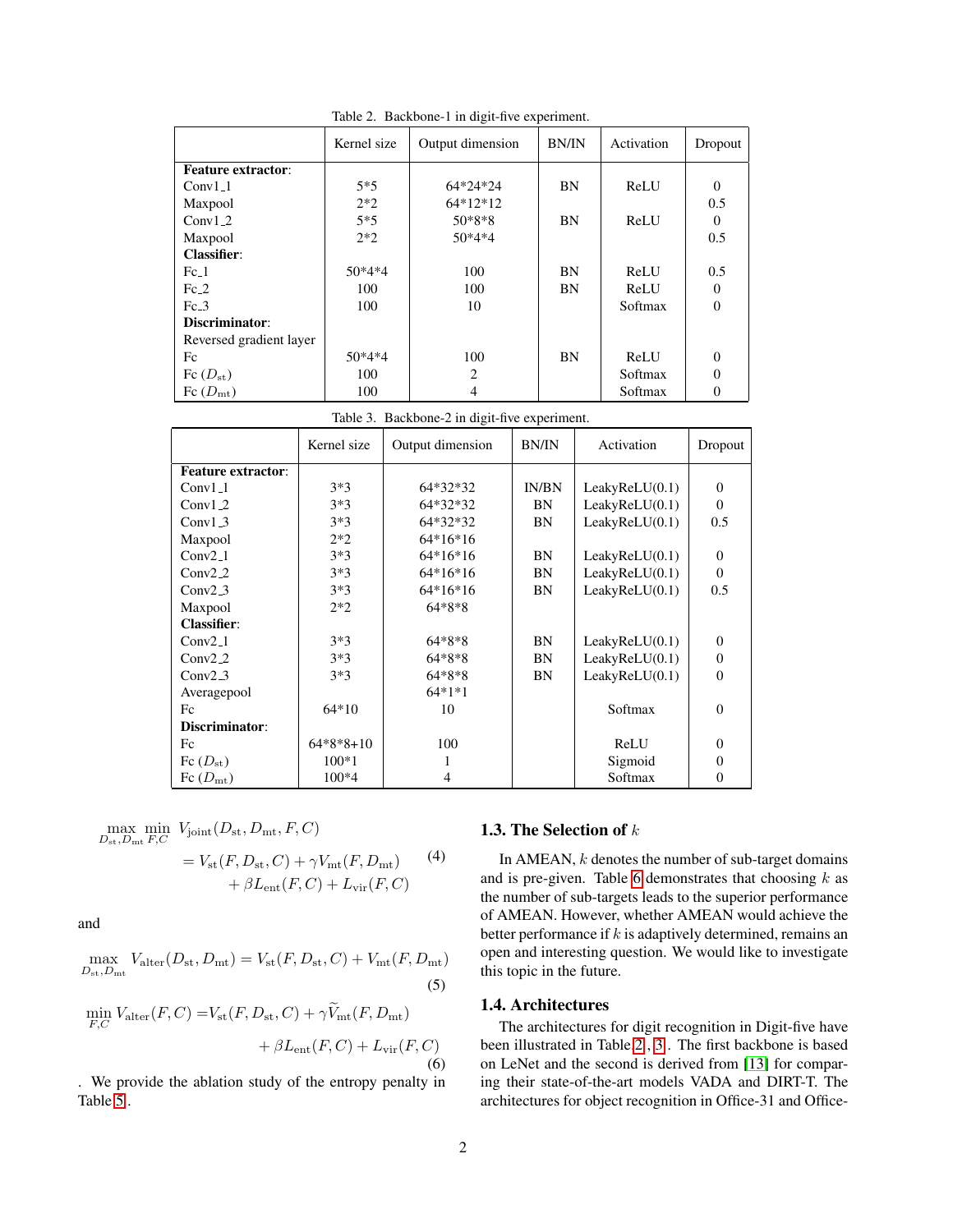Table 2. Backbone-1 in digit-five experiment.

| | Kernel size | Output dimension | BN/IN | Activation | Dropout |
|---|---|---|---|---|---|
| **Feature extractor**: | | | | | |
| Conv1_1 | 5*5 | 64*24*24 | BN | ReLU | 0 |
| Maxpool | 2*2 | 64*12*12 | | | 0.5 |
| Conv1_2 | 5*5 | 50*8*8 | BN | ReLU | 0 |
| Maxpool | 2*2 | 50*4*4 | | | 0.5 |
| **Classifier**: | | | | | |
| Fc_1 | 50*4*4 | 100 | BN | ReLU | 0.5 |
| Fc_2 | 100 | 100 | BN | ReLU | 0 |
| Fc_3 | 100 | 10 | | Softmax | 0 |
| **Discriminator**: | | | | | |
| Reversed gradient layer | | | | | |
| Fc | 50*4*4 | 100 | BN | ReLU | 0 |
| Fc ($D_{\mathrm{st}}$) | 100 | 2 | | Softmax | 0 |
| Fc ($D_{\mathrm{mt}}$) | 100 | 4 | | Softmax | 0 |

Table 3. Backbone-2 in digit-five experiment.

| | Kernel size | Output dimension | BN/IN | Activation | Dropout |
|---|---|---|---|---|---|
| **Feature extractor**: | | | | | |
| Conv1_1 | 3*3 | 64*32*32 | IN/BN | LeakyReLU(0.1) | 0 |
| Conv1_2 | 3*3 | 64*32*32 | BN | LeakyReLU(0.1) | 0 |
| Conv1_3 | 3*3 | 64*32*32 | BN | LeakyReLU(0.1) | 0.5 |
| Maxpool | 2*2 | 64*16*16 | | | |
| Conv2_1 | 3*3 | 64*16*16 | BN | LeakyReLU(0.1) | 0 |
| Conv2_2 | 3*3 | 64*16*16 | BN | LeakyReLU(0.1) | 0 |
| Conv2_3 | 3*3 | 64*16*16 | BN | LeakyReLU(0.1) | 0.5 |
| Maxpool | 2*2 | 64*8*8 | | | |
| **Classifier**: | | | | | |
| Conv2_1 | 3*3 | 64*8*8 | BN | LeakyReLU(0.1) | 0 |
| Conv2_2 | 3*3 | 64*8*8 | BN | LeakyReLU(0.1) | 0 |
| Conv2_3 | 3*3 | 64*8*8 | BN | LeakyReLU(0.1) | 0 |
| Averagepool | | 64*1*1 | | | |
| Fc | 64*10 | 10 | | Softmax | 0 |
| **Discriminator**: | | | | | |
| Fc | 64*8*8+10 | 100 | | ReLU | 0 |
| Fc ($D_{\mathrm{st}}$) | 100*1 | 1 | | Sigmoid | 0 |
| Fc ($D_{\mathrm{mt}}$) | 100*4 | 4 | | Softmax | 0 |

$$
\begin{aligned}
\max_{D_{\mathrm{st}}, D_{\mathrm{mt}}} \min_{F, C} \; & V_{\mathrm{joint}}(D_{\mathrm{st}}, D_{\mathrm{mt}}, F, C) \\
&= V_{\mathrm{st}}(F, D_{\mathrm{st}}, C) + \gamma V_{\mathrm{mt}}(F, D_{\mathrm{mt}}) \\
&\quad + \beta L_{\mathrm{ent}}(F, C) + L_{\mathrm{vir}}(F, C)
\end{aligned} \tag{4}
$$

and

$$
\max_{D_{\mathrm{st}}, D_{\mathrm{mt}}} V_{\mathrm{alter}}(D_{\mathrm{st}}, D_{\mathrm{mt}}) = V_{\mathrm{st}}(F, D_{\mathrm{st}}, C) + V_{\mathrm{mt}}(F, D_{\mathrm{mt}}) \tag{5}
$$

$$
\begin{aligned}
\min_{F, C} V_{\mathrm{alter}}(F, C) =& V_{\mathrm{st}}(F, D_{\mathrm{st}}, C) + \gamma \widetilde{V}_{\mathrm{mt}}(F, D_{\mathrm{mt}}) \\
&+ \beta L_{\mathrm{ent}}(F, C) + L_{\mathrm{vir}}(F, C)
\end{aligned} \tag{6}
$$

. We provide the ablation study of the entropy penalty in Table 5.

### 1.3. The Selection of $k$

In AMEAN, $k$ denotes the number of sub-target domains and is pre-given. Table 6 demonstrates that choosing $k$ as the number of sub-targets leads to the superior performance of AMEAN. However, whether AMEAN would achieve the better performance if $k$ is adaptively determined, remains an open and interesting question. We would like to investigate this topic in the future.

### 1.4. Architectures

The architectures for digit recognition in Digit-five have been illustrated in Table 2 , 3 . The first backbone is based on LeNet and the second is derived from [13] for comparing their state-of-the-art models VADA and DIRT-T. The architectures for object recognition in Office-31 and Office-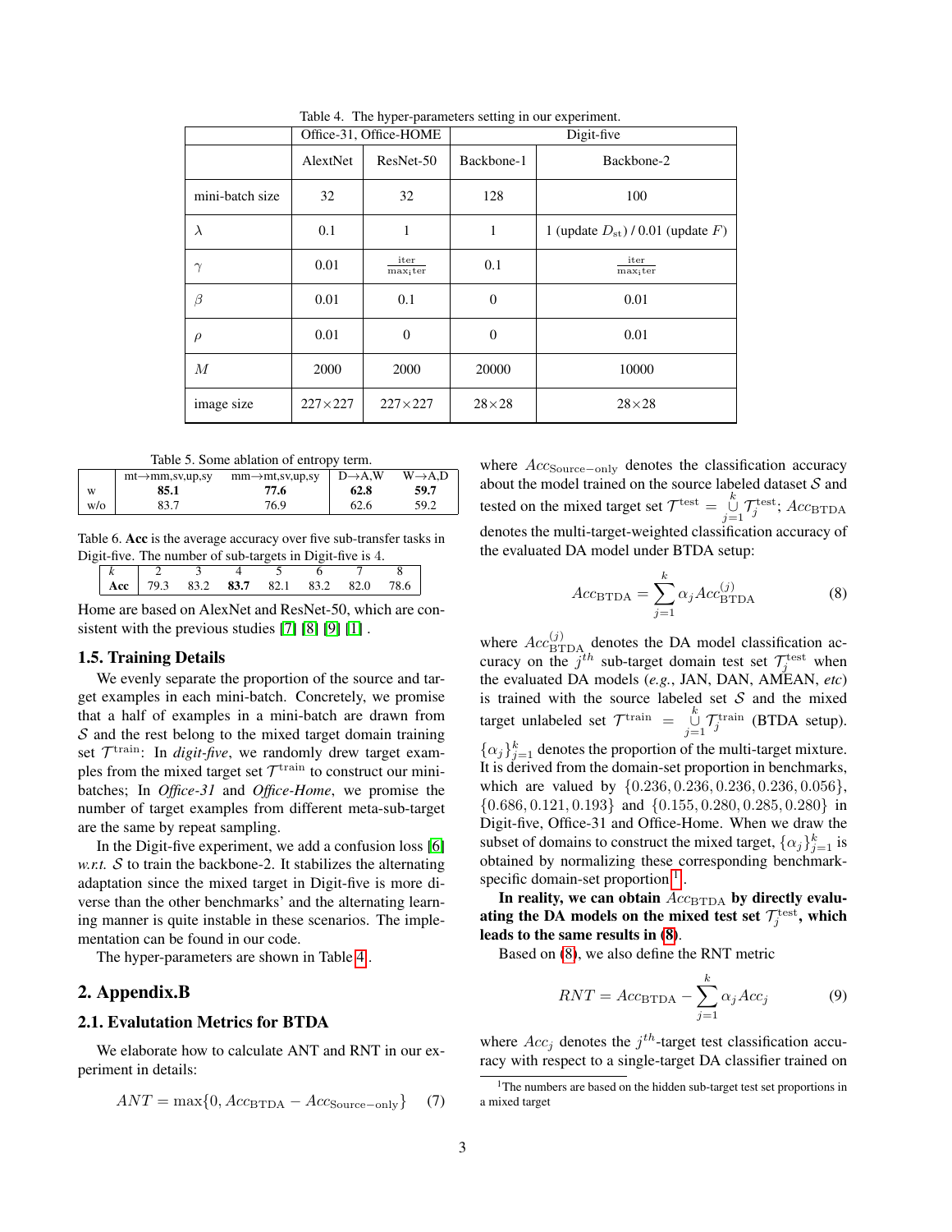Table 4. The hyper-parameters setting in our experiment.

| | Office-31, Office-HOME | | Digit-five | |
|---|---|---|---|---|
| | AlextNet | ResNet-50 | Backbone-1 | Backbone-2 |
| mini-batch size | 32 | 32 | 128 | 100 |
| $\lambda$ | 0.1 | 1 | 1 | 1 (update $D_{\text{st}}$) / 0.01 (update $F$) |
| $\gamma$ | 0.01 | $\frac{\text{iter}}{\text{max}_\text{i}\text{ter}}$ | 0.1 | $\frac{\text{iter}}{\text{max}_\text{i}\text{ter}}$ |
| $\beta$ | 0.01 | 0.1 | 0 | 0.01 |
| $\rho$ | 0.01 | 0 | 0 | 0.01 |
| $M$ | 2000 | 2000 | 20000 | 10000 |
| image size | 227×227 | 227×227 | 28×28 | 28×28 |

Table 5. Some ablation of entropy term.

| | mt→mm,sv,up,sy | mm→mt,sv,up,sy | D→A,W | W→A,D |
|---|---|---|---|---|
| w | **85.1** | **77.6** | **62.8** | **59.7** |
| w/o | 83.7 | 76.9 | 62.6 | 59.2 |

Table 6. **Acc** is the average accuracy over five sub-transfer tasks in Digit-five. The number of sub-targets in Digit-five is 4.

| $k$ | 2 | 3 | 4 | 5 | 6 | 7 | 8 |
|---|---|---|---|---|---|---|---|
| **Acc** | 79.3 | 83.2 | **83.7** | 82.1 | 83.2 | 82.0 | 78.6 |

Home are based on AlexNet and ResNet-50, which are consistent with the previous studies [7] [8] [9] [1] .

### 1.5. Training Details

We evenly separate the proportion of the source and target examples in each mini-batch. Concretely, we promise that a half of examples in a mini-batch are drawn from $\mathcal{S}$ and the rest belong to the mixed target domain training set $\mathcal{T}^{\text{train}}$: In *digit-five*, we randomly drew target examples from the mixed target set $\mathcal{T}^{\text{train}}$ to construct our mini-batches; In *Office-31* and *Office-Home*, we promise the number of target examples from different meta-sub-target are the same by repeat sampling.

In the Digit-five experiment, we add a confusion loss [6] *w.r.t.* $\mathcal{S}$ to train the backbone-2. It stabilizes the alternating adaptation since the mixed target in Digit-five is more diverse than the other benchmarks' and the alternating learning manner is quite instable in these scenarios. The implementation can be found in our code.

The hyper-parameters are shown in Table 4.

## 2. Appendix.B

### 2.1. Evalutation Metrics for BTDA

We elaborate how to calculate ANT and RNT in our experiment in details:

$$ANT = \max\{0, Acc_{\text{BTDA}} - Acc_{\text{Source-only}}\} \quad (7)$$

where $Acc_{\text{Source-only}}$ denotes the classification accuracy about the model trained on the source labeled dataset $\mathcal{S}$ and tested on the mixed target set $\mathcal{T}^{\text{test}} = \bigcup_{j=1}^{k} \mathcal{T}_j^{\text{test}}$; $Acc_{\text{BTDA}}$ denotes the multi-target-weighted classification accuracy of the evaluated DA model under BTDA setup:

$$Acc_{\text{BTDA}} = \sum_{j=1}^{k} \alpha_j Acc_{\text{BTDA}}^{(j)} \quad (8)$$

where $Acc_{\text{BTDA}}^{(j)}$ denotes the DA model classification accuracy on the $j^{th}$ sub-target domain test set $\mathcal{T}_j^{\text{test}}$ when the evaluated DA models (*e.g.*, JAN, DAN, AMEAN, *etc*) is trained with the source labeled set $\mathcal{S}$ and the mixed target unlabeled set $\mathcal{T}^{\text{train}} = \bigcup_{j=1}^{k} \mathcal{T}_j^{\text{train}}$ (BTDA setup). $\{\alpha_j\}_{j=1}^{k}$ denotes the proportion of the multi-target mixture. It is derived from the domain-set proportion in benchmarks, which are valued by $\{0.236, 0.236, 0.236, 0.236, 0.056\}$, $\{0.686, 0.121, 0.193\}$ and $\{0.155, 0.280, 0.285, 0.280\}$ in Digit-five, Office-31 and Office-Home. When we draw the subset of domains to construct the mixed target, $\{\alpha_j\}_{j=1}^{k}$ is obtained by normalizing these corresponding benchmark-specific domain-set proportion [1].

**In reality, we can obtain $Acc_{\text{BTDA}}$ by directly evaluating the DA models on the mixed test set $\mathcal{T}_j^{\text{test}}$, which leads to the same results in (8).**

Based on (8), we also define the RNT metric

$$RNT = Acc_{\text{BTDA}} - \sum_{j=1}^{k} \alpha_j Acc_j \quad (9)$$

where $Acc_j$ denotes the $j^{th}$-target test classification accuracy with respect to a single-target DA classifier trained on

[1] The numbers are based on the hidden sub-target test set proportions in a mixed target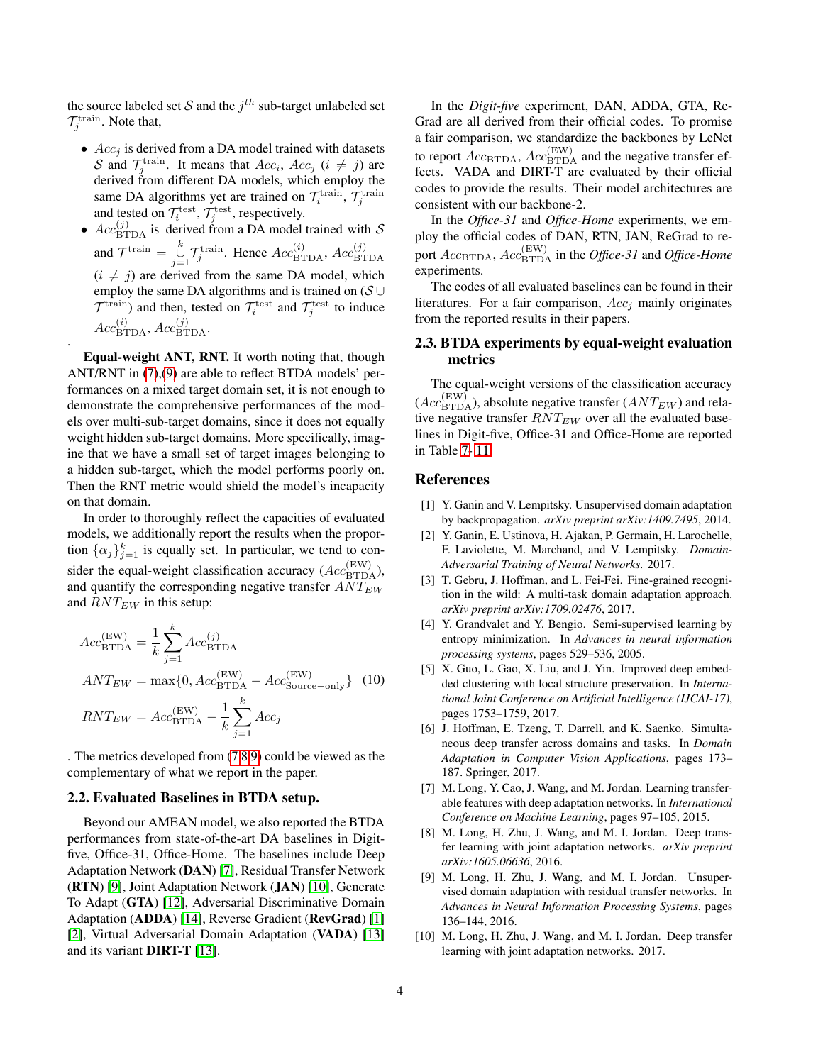the source labeled set $\mathcal{S}$ and the $j^{th}$ sub-target unlabeled set $\mathcal{T}_j^{\text{train}}$. Note that,

- $Acc_j$ is derived from a DA model trained with datasets $\mathcal{S}$ and $\mathcal{T}_j^{\text{train}}$. It means that $Acc_i$, $Acc_j$ ($i \neq j$) are derived from different DA models, which employ the same DA algorithms yet are trained on $\mathcal{T}_i^{\text{train}}$, $\mathcal{T}_j^{\text{train}}$ and tested on $\mathcal{T}_i^{\text{test}}$, $\mathcal{T}_j^{\text{test}}$, respectively.
- $Acc_{\text{BTDA}}^{(j)}$ is derived from a DA model trained with $\mathcal{S}$ and $\mathcal{T}^{\text{train}} = \bigcup_{j=1}^{k} \mathcal{T}_j^{\text{train}}$. Hence $Acc_{\text{BTDA}}^{(i)}$, $Acc_{\text{BTDA}}^{(j)}$ ($i \neq j$) are derived from the same DA model, which employ the same DA algorithms and is trained on ($\mathcal{S} \cup \mathcal{T}^{\text{train}}$) and then, tested on $\mathcal{T}_i^{\text{test}}$ and $\mathcal{T}_j^{\text{test}}$ to induce $Acc_{\text{BTDA}}^{(i)}$, $Acc_{\text{BTDA}}^{(j)}$.

.

**Equal-weight ANT, RNT.** It worth noting that, though ANT/RNT in (7),(9) are able to reflect BTDA models' performances on a mixed target domain set, it is not enough to demonstrate the comprehensive performances of the models over multi-sub-target domains, since it does not equally weight hidden sub-target domains. More specifically, imagine that we have a small set of target images belonging to a hidden sub-target, which the model performs poorly on. Then the RNT metric would shield the model's incapacity on that domain.

In order to thoroughly reflect the capacities of evaluated models, we additionally report the results when the proportion $\{\alpha_j\}_{j=1}^{k}$ is equally set. In particular, we tend to consider the equal-weight classification accuracy ($Acc_{\text{BTDA}}^{(\text{EW})}$), and quantify the corresponding negative transfer $ANT_{EW}$ and $RNT_{EW}$ in this setup:

$$
\begin{aligned}
Acc_{\text{BTDA}}^{(\text{EW})} &= \frac{1}{k}\sum_{j=1}^{k} Acc_{\text{BTDA}}^{(j)} \\
ANT_{EW} &= \max\{0, Acc_{\text{BTDA}}^{(\text{EW})} - Acc_{\text{Source-only}}^{(\text{EW})}\} \\
RNT_{EW} &= Acc_{\text{BTDA}}^{(\text{EW})} - \frac{1}{k}\sum_{j=1}^{k} Acc_j
\end{aligned}
\tag{10}
$$

. The metrics developed from (7,8,9) could be viewed as the complementary of what we report in the paper.

## 2.2. Evaluated Baselines in BTDA setup.

Beyond our AMEAN model, we also reported the BTDA performances from state-of-the-art DA baselines in Digit-five, Office-31, Office-Home. The baselines include Deep Adaptation Network (**DAN**) [7], Residual Transfer Network (**RTN**) [9], Joint Adaptation Network (**JAN**) [10], Generate To Adapt (**GTA**) [12], Adversarial Discriminative Domain Adaptation (**ADDA**) [14], Reverse Gradient (**RevGrad**) [1] [2], Virtual Adversarial Domain Adaptation (**VADA**) [13] and its variant **DIRT-T** [13].

In the *Digit-five* experiment, DAN, ADDA, GTA, ReGrad are all derived from their official codes. To promise a fair comparison, we standardize the backbones by LeNet to report $Acc_{\text{BTDA}}$, $Acc_{\text{BTDA}}^{(\text{EW})}$ and the negative transfer effects. VADA and DIRT-T are evaluated by their official codes to provide the results. Their model architectures are consistent with our backbone-2.

In the *Office-31* and *Office-Home* experiments, we employ the official codes of DAN, RTN, JAN, ReGrad to report $Acc_{\text{BTDA}}$, $Acc_{\text{BTDA}}^{(\text{EW})}$ in the *Office-31* and *Office-Home* experiments.

The codes of all evaluated baselines can be found in their literatures. For a fair comparison, $Acc_j$ mainly originates from the reported results in their papers.

## 2.3. BTDA experiments by equal-weight evaluation metrics

The equal-weight versions of the classification accuracy ($Acc_{\text{BTDA}}^{(\text{EW})}$), absolute negative transfer ($ANT_{EW}$) and relative negative transfer $RNT_{EW}$ over all the evaluated baselines in Digit-five, Office-31 and Office-Home are reported in Table 7- 11.

## References

[1] Y. Ganin and V. Lempitsky. Unsupervised domain adaptation by backpropagation. *arXiv preprint arXiv:1409.7495*, 2014.

[2] Y. Ganin, E. Ustinova, H. Ajakan, P. Germain, H. Larochelle, F. Laviolette, M. Marchand, and V. Lempitsky. *Domain-Adversarial Training of Neural Networks*. 2017.

[3] T. Gebru, J. Hoffman, and L. Fei-Fei. Fine-grained recognition in the wild: A multi-task domain adaptation approach. *arXiv preprint arXiv:1709.02476*, 2017.

[4] Y. Grandvalet and Y. Bengio. Semi-supervised learning by entropy minimization. In *Advances in neural information processing systems*, pages 529–536, 2005.

[5] X. Guo, L. Gao, X. Liu, and J. Yin. Improved deep embedded clustering with local structure preservation. In *International Joint Conference on Artificial Intelligence (IJCAI-17)*, pages 1753–1759, 2017.

[6] J. Hoffman, E. Tzeng, T. Darrell, and K. Saenko. Simultaneous deep transfer across domains and tasks. In *Domain Adaptation in Computer Vision Applications*, pages 173–187. Springer, 2017.

[7] M. Long, Y. Cao, J. Wang, and M. Jordan. Learning transferable features with deep adaptation networks. In *International Conference on Machine Learning*, pages 97–105, 2015.

[8] M. Long, H. Zhu, J. Wang, and M. I. Jordan. Deep transfer learning with joint adaptation networks. *arXiv preprint arXiv:1605.06636*, 2016.

[9] M. Long, H. Zhu, J. Wang, and M. I. Jordan. Unsupervised domain adaptation with residual transfer networks. In *Advances in Neural Information Processing Systems*, pages 136–144, 2016.

[10] M. Long, H. Zhu, J. Wang, and M. I. Jordan. Deep transfer learning with joint adaptation networks. 2017.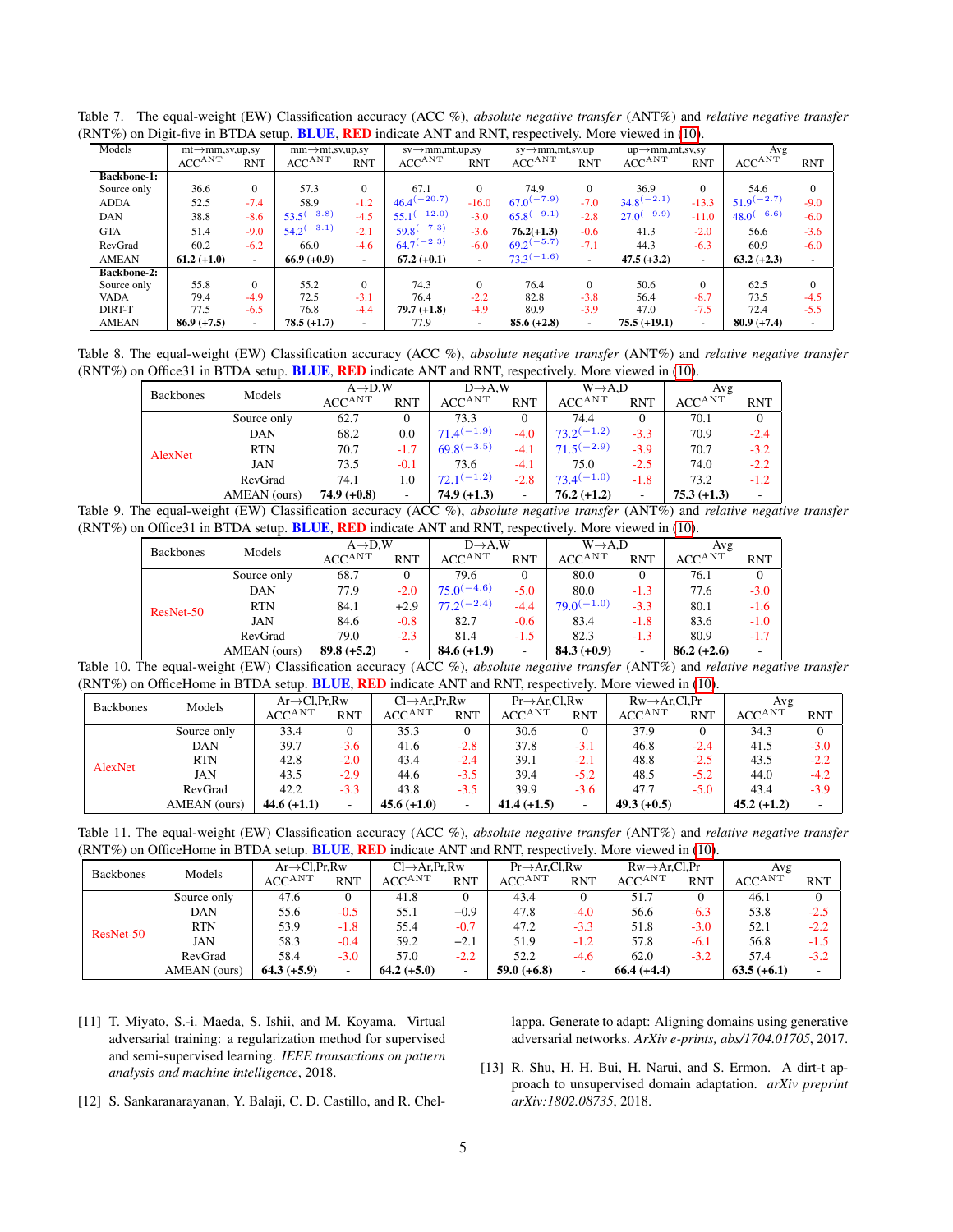Table 7. The equal-weight (EW) Classification accuracy (ACC %), *absolute negative transfer* (ANT%) and *relative negative transfer* (RNT%) on Digit-five in BTDA setup. **BLUE**, **RED** indicate ANT and RNT, respectively. More viewed in [10].

| Models | mt→mm,sv,up,sy | | mm→mt,sv,up,sy | | sv→mm,mt,up,sy | | sy→mm,mt,sv,up | | up→mm,mt,sv,sy | | Avg | |
|---|---|---|---|---|---|---|---|---|---|---|---|---|
| | $ACC^{ANT}$ | RNT | $ACC^{ANT}$ | RNT | $ACC^{ANT}$ | RNT | $ACC^{ANT}$ | RNT | $ACC^{ANT}$ | RNT | $ACC^{ANT}$ | RNT |
| **Backbone-1:** | | | | | | | | | | | | |
| Source only | 36.6 | 0 | 57.3 | 0 | 67.1 | 0 | 74.9 | 0 | 36.9 | 0 | 54.6 | 0 |
| ADDA | 52.5 | -7.4 | 58.9 | -1.2 | $46.4^{(-20.7)}$ | -16.0 | $67.0^{(-7.9)}$ | -7.0 | $34.8^{(-2.1)}$ | -13.3 | $51.9^{(-2.7)}$ | -9.0 |
| DAN | 38.8 | -8.6 | $53.5^{(-3.8)}$ | -4.5 | $55.1^{(-12.0)}$ | -3.0 | $65.8^{(-9.1)}$ | -2.8 | $27.0^{(-9.9)}$ | -11.0 | $48.0^{(-6.6)}$ | -6.0 |
| GTA | 51.4 | -9.0 | $54.2^{(-3.1)}$ | -2.1 | $59.8^{(-7.3)}$ | -3.6 | **76.2(+1.3)** | -0.6 | 41.3 | -2.0 | 56.6 | -3.6 |
| RevGrad | 60.2 | -6.2 | 66.0 | -4.6 | $64.7^{(-2.3)}$ | -6.0 | $69.2^{(-5.7)}$ | -7.1 | 44.3 | -6.3 | 60.9 | -6.0 |
| AMEAN | **61.2 (+1.0)** | - | **66.9 (+0.9)** | - | **67.2 (+0.1)** | - | $73.3^{(-1.6)}$ | - | **47.5 (+3.2)** | - | **63.2 (+2.3)** | - |
| **Backbone-2:** | | | | | | | | | | | | |
| Source only | 55.8 | 0 | 55.2 | 0 | 74.3 | 0 | 76.4 | 0 | 50.6 | 0 | 62.5 | 0 |
| VADA | 79.4 | -4.9 | 72.5 | -3.1 | 76.4 | -2.2 | 82.8 | -3.8 | 56.4 | -8.7 | 73.5 | -4.5 |
| DIRT-T | 77.5 | -6.5 | 76.8 | -4.4 | **79.7 (+1.8)** | -4.9 | 80.9 | -3.9 | 47.0 | -7.5 | 72.4 | -5.5 |
| AMEAN | **86.9 (+7.5)** | - | **78.5 (+1.7)** | - | 77.9 | - | **85.6 (+2.8)** | - | **75.5 (+19.1)** | - | **80.9 (+7.4)** | - |

Table 8. The equal-weight (EW) Classification accuracy (ACC %), *absolute negative transfer* (ANT%) and *relative negative transfer* (RNT%) on Office31 in BTDA setup. **BLUE**, **RED** indicate ANT and RNT, respectively. More viewed in [10].

| Backbones | Models | A→D,W | | D→A,W | | W→A,D | | Avg | |
|---|---|---|---|---|---|---|---|---|---|
| | | $ACC^{ANT}$ | RNT | $ACC^{ANT}$ | RNT | $ACC^{ANT}$ | RNT | $ACC^{ANT}$ | RNT |
| AlexNet | Source only | 62.7 | 0 | 73.3 | 0 | 74.4 | 0 | 70.1 | 0 |
| | DAN | 68.2 | 0.0 | $71.4^{(-1.9)}$ | -4.0 | $73.2^{(-1.2)}$ | -3.3 | 70.9 | -2.4 |
| | RTN | 70.7 | -1.7 | $69.8^{(-3.5)}$ | -4.1 | $71.5^{(-2.9)}$ | -3.9 | 70.7 | -3.2 |
| | JAN | 73.5 | -0.1 | 73.6 | -4.1 | 75.0 | -2.5 | 74.0 | -2.2 |
| | RevGrad | 74.1 | 1.0 | $72.1^{(-1.2)}$ | -2.8 | $73.4^{(-1.0)}$ | -1.8 | 73.2 | -1.2 |
| | AMEAN (ours) | **74.9 (+0.8)** | - | **74.9 (+1.3)** | - | **76.2 (+1.2)** | - | **75.3 (+1.3)** | - |

Table 9. The equal-weight (EW) Classification accuracy (ACC %), *absolute negative transfer* (ANT%) and *relative negative transfer* (RNT%) on Office31 in BTDA setup. **BLUE**, **RED** indicate ANT and RNT, respectively. More viewed in [10].

| Backbones | Models | A→D,W | | D→A,W | | W→A,D | | Avg | |
|---|---|---|---|---|---|---|---|---|---|
| | | $ACC^{ANT}$ | RNT | $ACC^{ANT}$ | RNT | $ACC^{ANT}$ | RNT | $ACC^{ANT}$ | RNT |
| ResNet-50 | Source only | 68.7 | 0 | 79.6 | 0 | 80.0 | 0 | 76.1 | 0 |
| | DAN | 77.9 | -2.0 | $75.0^{(-4.6)}$ | -5.0 | 80.0 | -1.3 | 77.6 | -3.0 |
| | RTN | 84.1 | +2.9 | $77.2^{(-2.4)}$ | -4.4 | $79.0^{(-1.0)}$ | -3.3 | 80.1 | -1.6 |
| | JAN | 84.6 | -0.8 | 82.7 | -0.6 | 83.4 | -1.8 | 83.6 | -1.0 |
| | RevGrad | 79.0 | -2.3 | 81.4 | -1.5 | 82.3 | -1.3 | 80.9 | -1.7 |
| | AMEAN (ours) | **89.8 (+5.2)** | - | **84.6 (+1.9)** | - | **84.3 (+0.9)** | - | **86.2 (+2.6)** | - |

Table 10. The equal-weight (EW) Classification accuracy (ACC %), *absolute negative transfer* (ANT%) and *relative negative transfer* (RNT%) on OfficeHome in BTDA setup. **BLUE**, **RED** indicate ANT and RNT, respectively. More viewed in [10].

| Backbones | Models | Ar→Cl,Pr,Rw | | Cl→Ar,Pr,Rw | | Pr→Ar,Cl,Rw | | Rw→Ar,Cl,Pr | | Avg | |
|---|---|---|---|---|---|---|---|---|---|---|---|
| | | $ACC^{ANT}$ | RNT | $ACC^{ANT}$ | RNT | $ACC^{ANT}$ | RNT | $ACC^{ANT}$ | RNT | $ACC^{ANT}$ | RNT |
| AlexNet | Source only | 33.4 | 0 | 35.3 | 0 | 30.6 | 0 | 37.9 | 0 | 34.3 | 0 |
| | DAN | 39.7 | -3.6 | 41.6 | -2.8 | 37.8 | -3.1 | 46.8 | -2.4 | 41.5 | -3.0 |
| | RTN | 42.8 | -2.0 | 43.4 | -2.4 | 39.1 | -2.1 | 48.8 | -2.5 | 43.5 | -2.2 |
| | JAN | 43.5 | -2.9 | 44.6 | -3.5 | 39.4 | -5.2 | 48.5 | -5.2 | 44.0 | -4.2 |
| | RevGrad | 42.2 | -3.3 | 43.8 | -3.5 | 39.9 | -3.6 | 47.7 | -5.0 | 43.4 | -3.9 |
| | AMEAN (ours) | **44.6 (+1.1)** | - | **45.6 (+1.0)** | - | **41.4 (+1.5)** | - | **49.3 (+0.5)** | - | **45.2 (+1.2)** | - |

Table 11. The equal-weight (EW) Classification accuracy (ACC %), *absolute negative transfer* (ANT%) and *relative negative transfer* (RNT%) on OfficeHome in BTDA setup. **BLUE**, **RED** indicate ANT and RNT, respectively. More viewed in [10].

| Backbones | Models | Ar→Cl,Pr,Rw | | Cl→Ar,Pr,Rw | | Pr→Ar,Cl,Rw | | Rw→Ar,Cl,Pr | | Avg | |
|---|---|---|---|---|---|---|---|---|---|---|---|
| | | $ACC^{ANT}$ | RNT | $ACC^{ANT}$ | RNT | $ACC^{ANT}$ | RNT | $ACC^{ANT}$ | RNT | $ACC^{ANT}$ | RNT |
| ResNet-50 | Source only | 47.6 | 0 | 41.8 | 0 | 43.4 | 0 | 51.7 | 0 | 46.1 | 0 |
| | DAN | 55.6 | -0.5 | 55.1 | +0.9 | 47.8 | -4.0 | 56.6 | -6.3 | 53.8 | -2.5 |
| | RTN | 53.9 | -1.8 | 55.4 | -0.7 | 47.2 | -3.3 | 51.8 | -3.0 | 52.1 | -2.2 |
| | JAN | 58.3 | -0.4 | 59.2 | +2.1 | 51.9 | -1.2 | 57.8 | -6.1 | 56.8 | -1.5 |
| | RevGrad | 58.4 | -3.0 | 57.0 | -2.2 | 52.2 | -4.6 | 62.0 | -3.2 | 57.4 | -3.2 |
| | AMEAN (ours) | **64.3 (+5.9)** | - | **64.2 (+5.0)** | - | **59.0 (+6.8)** | - | **66.4 (+4.4)** | - | **63.5 (+6.1)** | - |

[11] T. Miyato, S.-i. Maeda, S. Ishii, and M. Koyama. Virtual adversarial training: a regularization method for supervised and semi-supervised learning. *IEEE transactions on pattern analysis and machine intelligence*, 2018.

[12] S. Sankaranarayanan, Y. Balaji, C. D. Castillo, and R. Chellappa. Generate to adapt: Aligning domains using generative adversarial networks. *ArXiv e-prints, abs/1704.01705*, 2017.

[13] R. Shu, H. H. Bui, H. Narui, and S. Ermon. A dirt-t approach to unsupervised domain adaptation. *arXiv preprint arXiv:1802.08735*, 2018.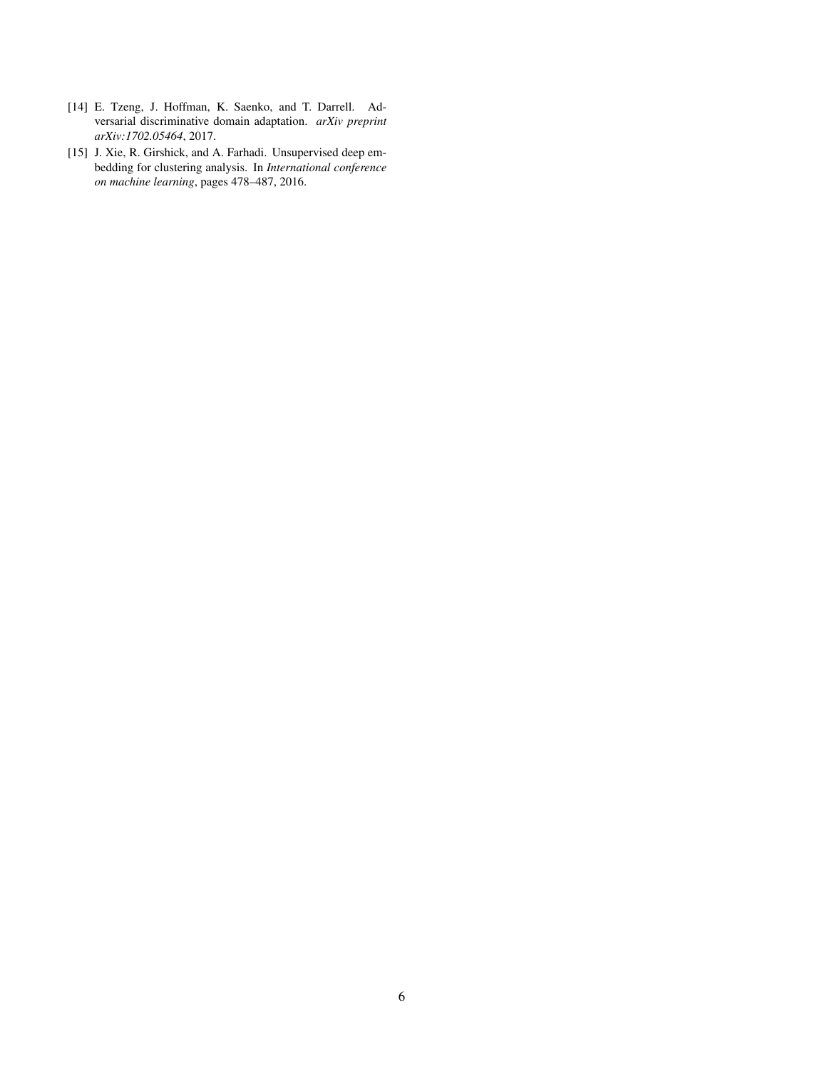[14] E. Tzeng, J. Hoffman, K. Saenko, and T. Darrell. Adversarial discriminative domain adaptation. *arXiv preprint arXiv:1702.05464*, 2017.

[15] J. Xie, R. Girshick, and A. Farhadi. Unsupervised deep embedding for clustering analysis. In *International conference on machine learning*, pages 478–487, 2016.